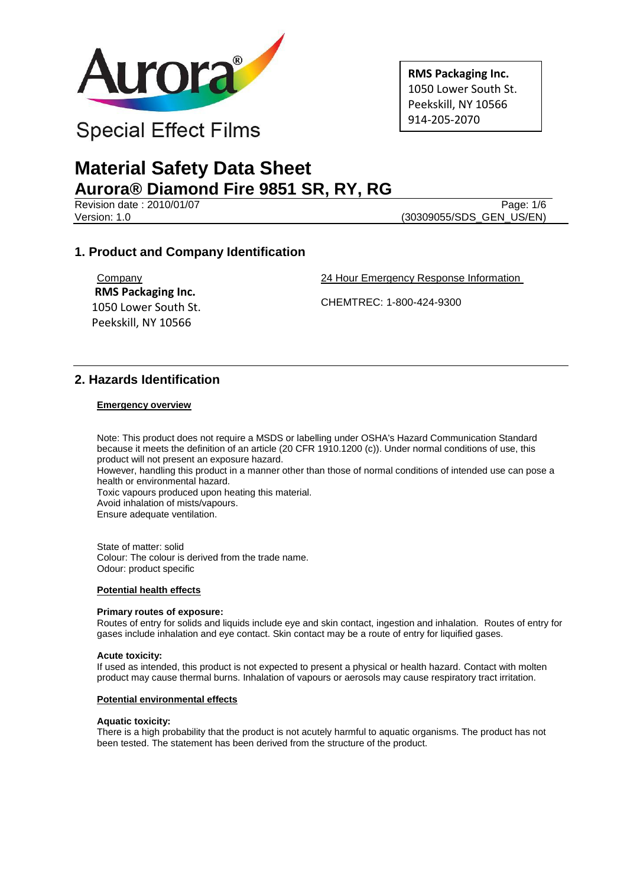Aurora®

Special Effect Films

**RMS Packaging Inc.**
1050 Lower South St.
Peekskill, NY 10566
914-205-2070

# Material Safety Data Sheet
## Aurora® Diamond Fire 9851 SR, RY, RG

Revision date : 2010/01/07
Version: 1.0

Page: 1/6
(30309055/SDS_GEN_US/EN)

## 1. Product and Company Identification

Company
**RMS Packaging Inc.**
1050 Lower South St.
Peekskill, NY 10566

24 Hour Emergency Response Information

CHEMTREC: 1-800-424-9300

## 2. Hazards Identification

**Emergency overview**

Note: This product does not require a MSDS or labelling under OSHA's Hazard Communication Standard because it meets the definition of an article (20 CFR 1910.1200 (c)). Under normal conditions of use, this product will not present an exposure hazard.
However, handling this product in a manner other than those of normal conditions of intended use can pose a health or environmental hazard.
Toxic vapours produced upon heating this material.
Avoid inhalation of mists/vapours.
Ensure adequate ventilation.

State of matter: solid
Colour: The colour is derived from the trade name.
Odour: product specific

**Potential health effects**

**Primary routes of exposure:**
Routes of entry for solids and liquids include eye and skin contact, ingestion and inhalation. Routes of entry for gases include inhalation and eye contact. Skin contact may be a route of entry for liquified gases.

**Acute toxicity:**
If used as intended, this product is not expected to present a physical or health hazard. Contact with molten product may cause thermal burns. Inhalation of vapours or aerosols may cause respiratory tract irritation.

**Potential environmental effects**

**Aquatic toxicity:**
There is a high probability that the product is not acutely harmful to aquatic organisms. The product has not been tested. The statement has been derived from the structure of the product.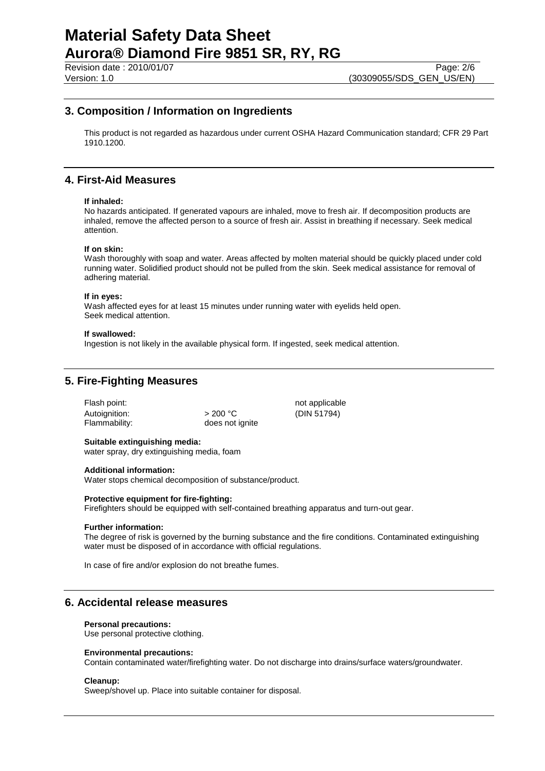## 3. Composition / Information on Ingredients

This product is not regarded as hazardous under current OSHA Hazard Communication standard; CFR 29 Part 1910.1200.

## 4. First-Aid Measures

**If inhaled:**
No hazards anticipated. If generated vapours are inhaled, move to fresh air. If decomposition products are inhaled, remove the affected person to a source of fresh air. Assist in breathing if necessary. Seek medical attention.

**If on skin:**
Wash thoroughly with soap and water. Areas affected by molten material should be quickly placed under cold running water. Solidified product should not be pulled from the skin. Seek medical assistance for removal of adhering material.

**If in eyes:**
Wash affected eyes for at least 15 minutes under running water with eyelids held open.
Seek medical attention.

**If swallowed:**
Ingestion is not likely in the available physical form. If ingested, seek medical attention.

## 5. Fire-Fighting Measures

| | | |
|---|---|---|
| Flash point: | | not applicable |
| Autoignition: | > 200 °C | (DIN 51794) |
| Flammability: | does not ignite | |

**Suitable extinguishing media:**
water spray, dry extinguishing media, foam

**Additional information:**
Water stops chemical decomposition of substance/product.

**Protective equipment for fire-fighting:**
Firefighters should be equipped with self-contained breathing apparatus and turn-out gear.

**Further information:**
The degree of risk is governed by the burning substance and the fire conditions. Contaminated extinguishing water must be disposed of in accordance with official regulations.

In case of fire and/or explosion do not breathe fumes.

## 6. Accidental release measures

**Personal precautions:**
Use personal protective clothing.

**Environmental precautions:**
Contain contaminated water/firefighting water. Do not discharge into drains/surface waters/groundwater.

**Cleanup:**
Sweep/shovel up. Place into suitable container for disposal.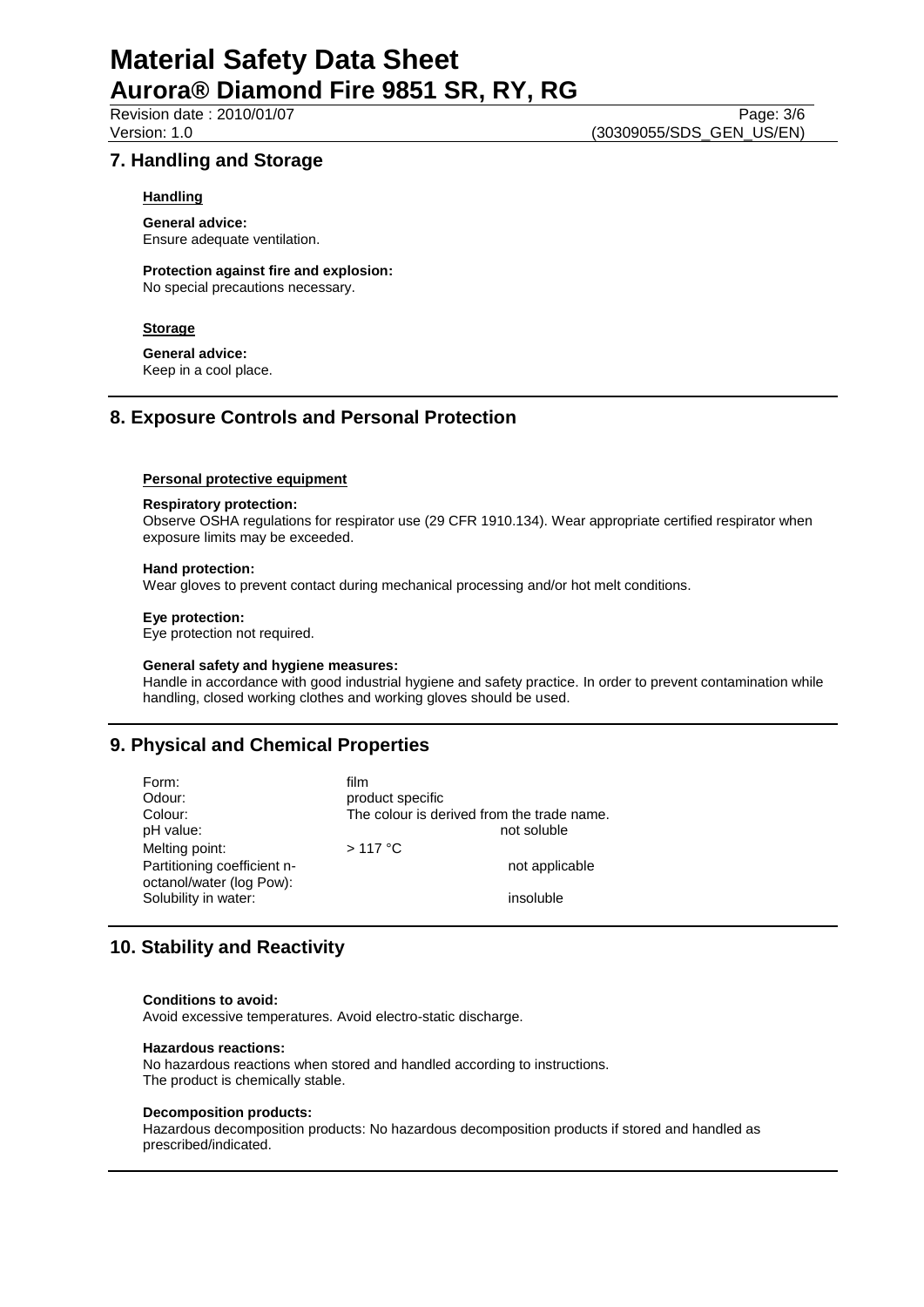## 7. Handling and Storage

### Handling

**General advice:**
Ensure adequate ventilation.

**Protection against fire and explosion:**
No special precautions necessary.

### Storage

**General advice:**
Keep in a cool place.

## 8. Exposure Controls and Personal Protection

### Personal protective equipment

**Respiratory protection:**
Observe OSHA regulations for respirator use (29 CFR 1910.134). Wear appropriate certified respirator when exposure limits may be exceeded.

**Hand protection:**
Wear gloves to prevent contact during mechanical processing and/or hot melt conditions.

**Eye protection:**
Eye protection not required.

**General safety and hygiene measures:**
Handle in accordance with good industrial hygiene and safety practice. In order to prevent contamination while handling, closed working clothes and working gloves should be used.

## 9. Physical and Chemical Properties

| Property | Value |
|---|---|
| Form: | film |
| Odour: | product specific |
| Colour: | The colour is derived from the trade name. |
| pH value: | not soluble |
| Melting point: | > 117 °C |
| Partitioning coefficient n-octanol/water (log Pow): | not applicable |
| Solubility in water: | insoluble |

## 10. Stability and Reactivity

**Conditions to avoid:**
Avoid excessive temperatures. Avoid electro-static discharge.

**Hazardous reactions:**
No hazardous reactions when stored and handled according to instructions.
The product is chemically stable.

**Decomposition products:**
Hazardous decomposition products: No hazardous decomposition products if stored and handled as prescribed/indicated.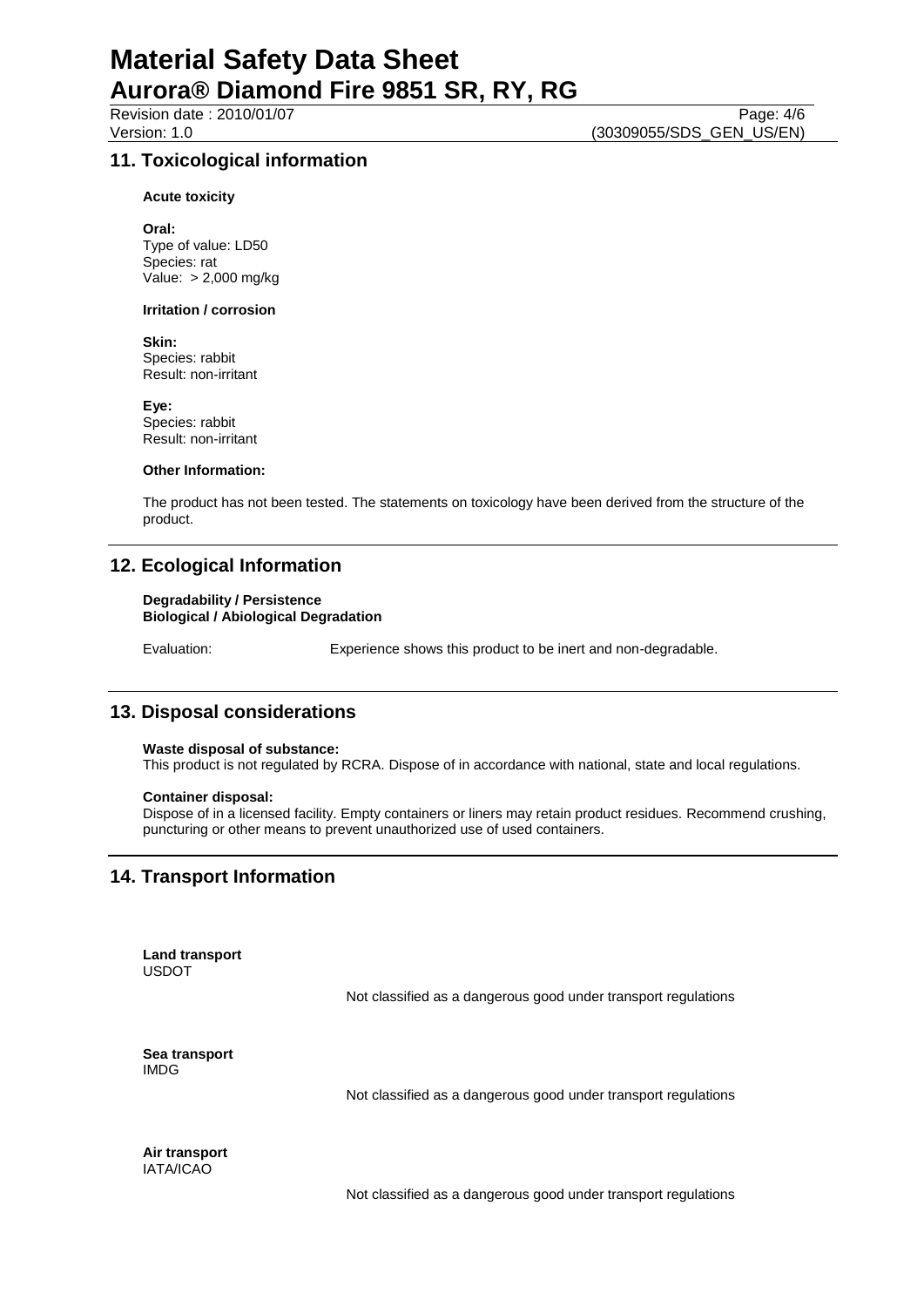## 11. Toxicological information

**Acute toxicity**

**Oral:**
Type of value: LD50
Species: rat
Value: > 2,000 mg/kg

**Irritation / corrosion**

**Skin:**
Species: rabbit
Result: non-irritant

**Eye:**
Species: rabbit
Result: non-irritant

**Other Information:**

The product has not been tested. The statements on toxicology have been derived from the structure of the product.

## 12. Ecological Information

**Degradability / Persistence**
**Biological / Abiological Degradation**

Evaluation: Experience shows this product to be inert and non-degradable.

## 13. Disposal considerations

**Waste disposal of substance:**
This product is not regulated by RCRA. Dispose of in accordance with national, state and local regulations.

**Container disposal:**
Dispose of in a licensed facility. Empty containers or liners may retain product residues. Recommend crushing, puncturing or other means to prevent unauthorized use of used containers.

## 14. Transport Information

**Land transport**
USDOT

Not classified as a dangerous good under transport regulations

**Sea transport**
IMDG

Not classified as a dangerous good under transport regulations

**Air transport**
IATA/ICAO

Not classified as a dangerous good under transport regulations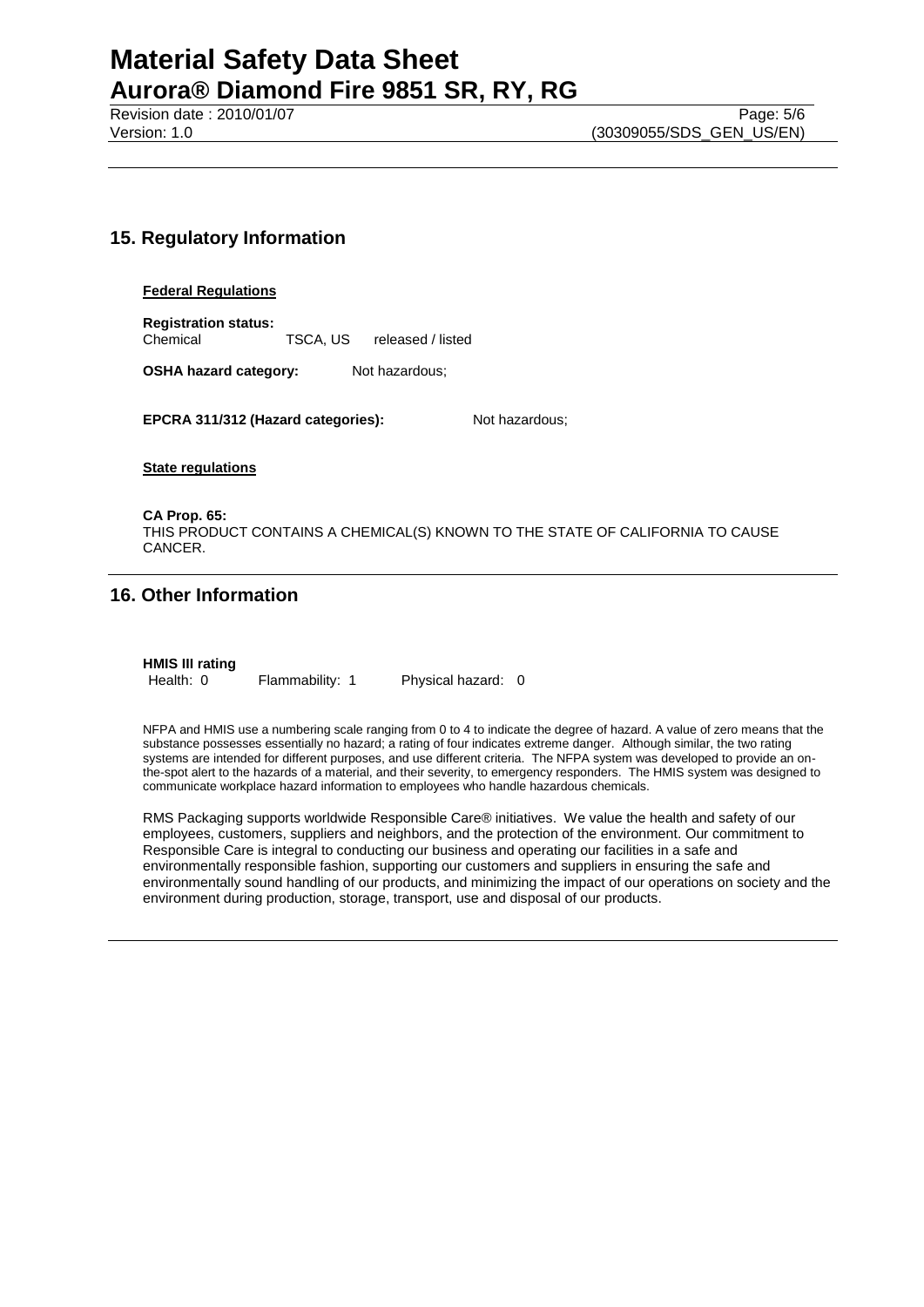## 15. Regulatory Information

**Federal Regulations**

**Registration status:**
Chemical TSCA, US released / listed

**OSHA hazard category:** Not hazardous;

**EPCRA 311/312 (Hazard categories):** Not hazardous;

**State regulations**

**CA Prop. 65:**
THIS PRODUCT CONTAINS A CHEMICAL(S) KNOWN TO THE STATE OF CALIFORNIA TO CAUSE CANCER.

## 16. Other Information

**HMIS III rating**
Health: 0 Flammability: 1 Physical hazard: 0

NFPA and HMIS use a numbering scale ranging from 0 to 4 to indicate the degree of hazard. A value of zero means that the substance possesses essentially no hazard; a rating of four indicates extreme danger. Although similar, the two rating systems are intended for different purposes, and use different criteria. The NFPA system was developed to provide an on-the-spot alert to the hazards of a material, and their severity, to emergency responders. The HMIS system was designed to communicate workplace hazard information to employees who handle hazardous chemicals.

RMS Packaging supports worldwide Responsible Care® initiatives. We value the health and safety of our employees, customers, suppliers and neighbors, and the protection of the environment. Our commitment to Responsible Care is integral to conducting our business and operating our facilities in a safe and environmentally responsible fashion, supporting our customers and suppliers in ensuring the safe and environmentally sound handling of our products, and minimizing the impact of our operations on society and the environment during production, storage, transport, use and disposal of our products.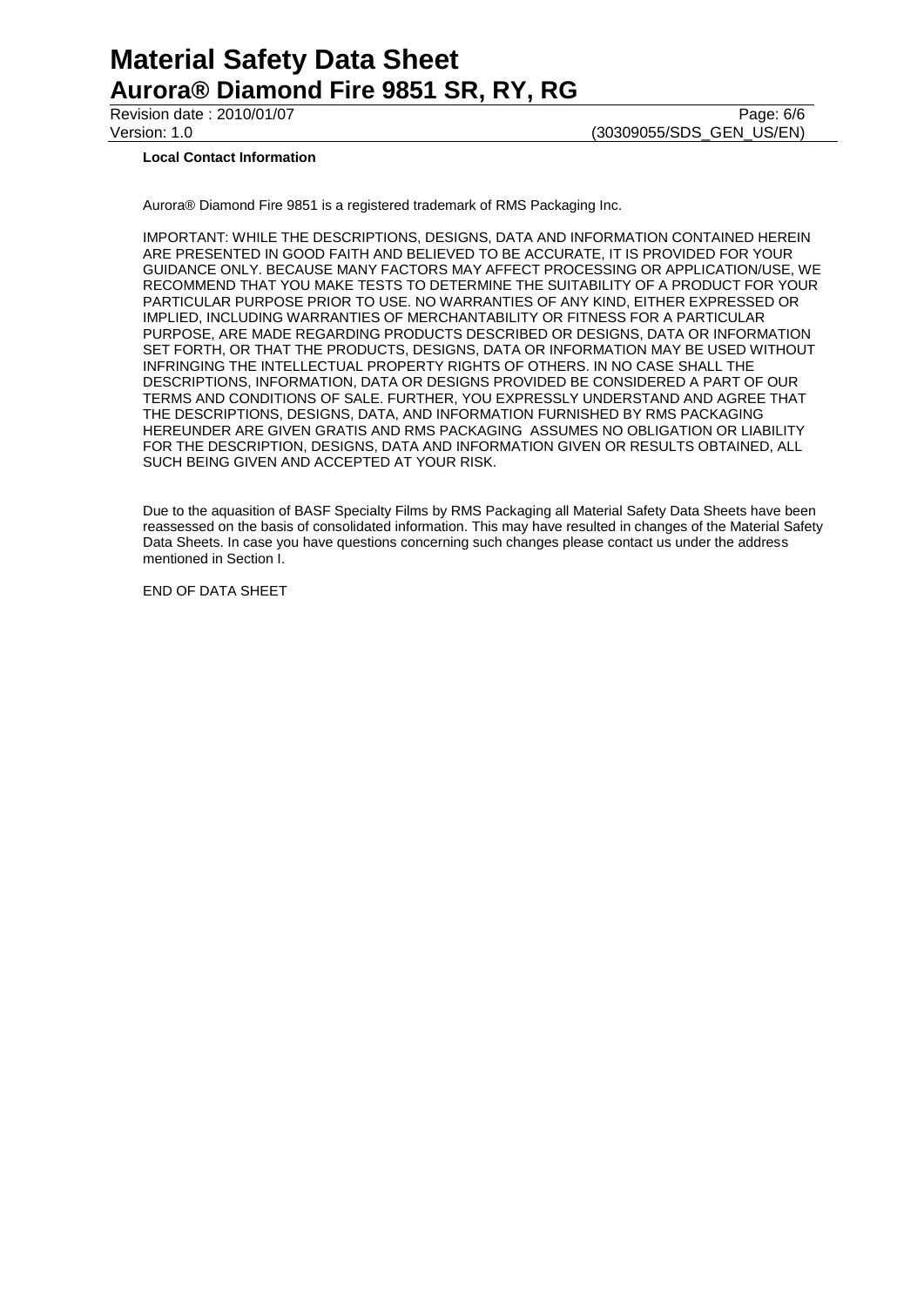**Local Contact Information**

Aurora® Diamond Fire 9851 is a registered trademark of RMS Packaging Inc.

IMPORTANT: WHILE THE DESCRIPTIONS, DESIGNS, DATA AND INFORMATION CONTAINED HEREIN ARE PRESENTED IN GOOD FAITH AND BELIEVED TO BE ACCURATE, IT IS PROVIDED FOR YOUR GUIDANCE ONLY. BECAUSE MANY FACTORS MAY AFFECT PROCESSING OR APPLICATION/USE, WE RECOMMEND THAT YOU MAKE TESTS TO DETERMINE THE SUITABILITY OF A PRODUCT FOR YOUR PARTICULAR PURPOSE PRIOR TO USE. NO WARRANTIES OF ANY KIND, EITHER EXPRESSED OR IMPLIED, INCLUDING WARRANTIES OF MERCHANTABILITY OR FITNESS FOR A PARTICULAR PURPOSE, ARE MADE REGARDING PRODUCTS DESCRIBED OR DESIGNS, DATA OR INFORMATION SET FORTH, OR THAT THE PRODUCTS, DESIGNS, DATA OR INFORMATION MAY BE USED WITHOUT INFRINGING THE INTELLECTUAL PROPERTY RIGHTS OF OTHERS. IN NO CASE SHALL THE DESCRIPTIONS, INFORMATION, DATA OR DESIGNS PROVIDED BE CONSIDERED A PART OF OUR TERMS AND CONDITIONS OF SALE. FURTHER, YOU EXPRESSLY UNDERSTAND AND AGREE THAT THE DESCRIPTIONS, DESIGNS, DATA, AND INFORMATION FURNISHED BY RMS PACKAGING HEREUNDER ARE GIVEN GRATIS AND RMS PACKAGING ASSUMES NO OBLIGATION OR LIABILITY FOR THE DESCRIPTION, DESIGNS, DATA AND INFORMATION GIVEN OR RESULTS OBTAINED, ALL SUCH BEING GIVEN AND ACCEPTED AT YOUR RISK.

Due to the aquasition of BASF Specialty Films by RMS Packaging all Material Safety Data Sheets have been reassessed on the basis of consolidated information. This may have resulted in changes of the Material Safety Data Sheets. In case you have questions concerning such changes please contact us under the address mentioned in Section I.

END OF DATA SHEET